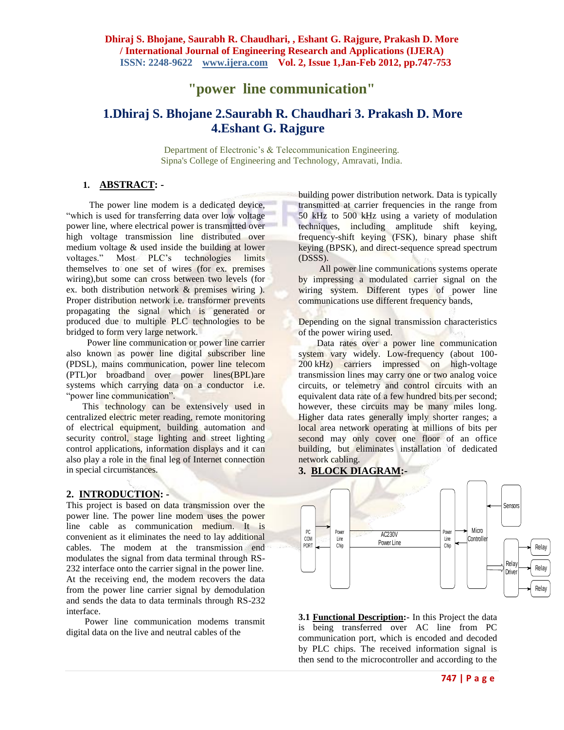# "power line communication"

## 1.Dhiraj S. Bhojane 2.Saurabh R. Chaudhari 3. Prakash D. More 4.Eshant G. Rajgure

Department of Electronic's & Telecommunication Engineering.
Sipna's College of Engineering and Technology, Amravati, India.

### 1. ABSTRACT: -

The power line modem is a dedicated device, "which is used for transferring data over low voltage power line, where electrical power is transmitted over high voltage transmission line distributed over medium voltage & used inside the building at lower voltages." Most PLC's technologies limits themselves to one set of wires (for ex. premises wiring),but some can cross between two levels (for ex. both distribution network & premises wiring ). Proper distribution network i.e. transformer prevents propagating the signal which is generated or produced due to multiple PLC technologies to be bridged to form very large network.

Power line communication or power line carrier also known as power line digital subscriber line (PDSL), mains communication, power line telecom (PTL)or broadband over power lines(BPL)are systems which carrying data on a conductor i.e. "power line communication".

This technology can be extensively used in centralized electric meter reading, remote monitoring of electrical equipment, building automation and security control, stage lighting and street lighting control applications, information displays and it can also play a role in the final leg of Internet connection in special circumstances.

### 2. INTRODUCTION: -

This project is based on data transmission over the power line. The power line modem uses the power line cable as communication medium. It is convenient as it eliminates the need to lay additional cables. The modem at the transmission end modulates the signal from data terminal through RS-232 interface onto the carrier signal in the power line. At the receiving end, the modem recovers the data from the power line carrier signal by demodulation and sends the data to data terminals through RS-232 interface.

Power line communication modems transmit digital data on the live and neutral cables of the building power distribution network. Data is typically transmitted at carrier frequencies in the range from 50 kHz to 500 kHz using a variety of modulation techniques, including amplitude shift keying, frequency-shift keying (FSK), binary phase shift keying (BPSK), and direct-sequence spread spectrum (DSSS).

All power line communications systems operate by impressing a modulated carrier signal on the wiring system. Different types of power line communications use different frequency bands,

Depending on the signal transmission characteristics of the power wiring used.

Data rates over a power line communication system vary widely. Low-frequency (about 100-200 kHz) carriers impressed on high-voltage transmission lines may carry one or two analog voice circuits, or telemetry and control circuits with an equivalent data rate of a few hundred bits per second; however, these circuits may be many miles long. Higher data rates generally imply shorter ranges; a local area network operating at millions of bits per second may only cover one floor of an office building, but eliminates installation of dedicated network cabling.

### 3. BLOCK DIAGRAM:-

PC COM PORT ↔ Power Line Chip ↔ AC230V Power Line ↔ Power Line Chip → Micro Controller ← Sensors; Micro Controller → Relay Driver → Relay, Relay, Relay

**3.1 Functional Description:-** In this Project the data is being transferred over AC line from PC communication port, which is encoded and decoded by PLC chips. The received information signal is then send to the microcontroller and according to the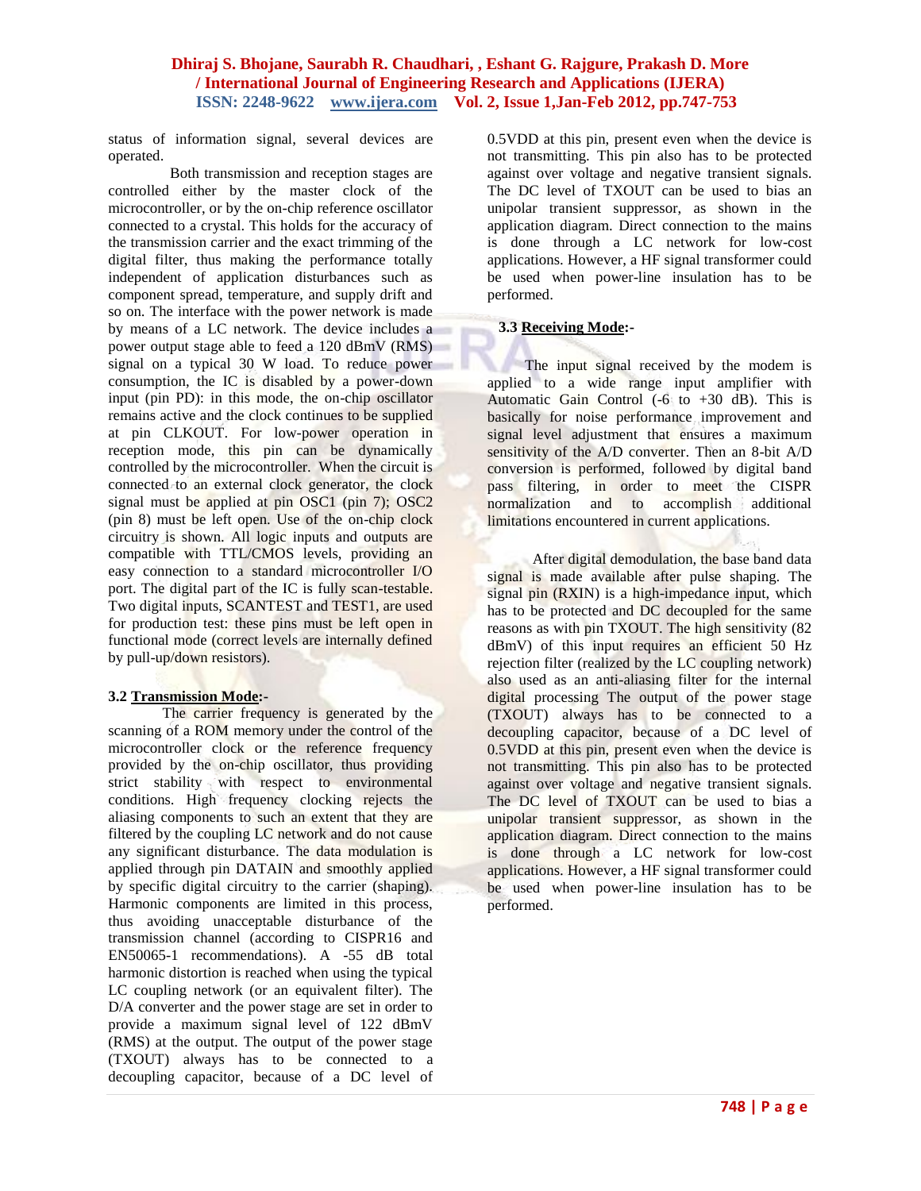status of information signal, several devices are operated.

Both transmission and reception stages are controlled either by the master clock of the microcontroller, or by the on-chip reference oscillator connected to a crystal. This holds for the accuracy of the transmission carrier and the exact trimming of the digital filter, thus making the performance totally independent of application disturbances such as component spread, temperature, and supply drift and so on. The interface with the power network is made by means of a LC network. The device includes a power output stage able to feed a 120 dBmV (RMS) signal on a typical 30 W load. To reduce power consumption, the IC is disabled by a power-down input (pin PD): in this mode, the on-chip oscillator remains active and the clock continues to be supplied at pin CLKOUT. For low-power operation in reception mode, this pin can be dynamically controlled by the microcontroller. When the circuit is connected to an external clock generator, the clock signal must be applied at pin OSC1 (pin 7); OSC2 (pin 8) must be left open. Use of the on-chip clock circuitry is shown. All logic inputs and outputs are compatible with TTL/CMOS levels, providing an easy connection to a standard microcontroller I/O port. The digital part of the IC is fully scan-testable. Two digital inputs, SCANTEST and TEST1, are used for production test: these pins must be left open in functional mode (correct levels are internally defined by pull-up/down resistors).

### 3.2 Transmission Mode:-

The carrier frequency is generated by the scanning of a ROM memory under the control of the microcontroller clock or the reference frequency provided by the on-chip oscillator, thus providing strict stability with respect to environmental conditions. High frequency clocking rejects the aliasing components to such an extent that they are filtered by the coupling LC network and do not cause any significant disturbance. The data modulation is applied through pin DATAIN and smoothly applied by specific digital circuitry to the carrier (shaping). Harmonic components are limited in this process, thus avoiding unacceptable disturbance of the transmission channel (according to CISPR16 and EN50065-1 recommendations). A -55 dB total harmonic distortion is reached when using the typical LC coupling network (or an equivalent filter). The D/A converter and the power stage are set in order to provide a maximum signal level of 122 dBmV (RMS) at the output. The output of the power stage (TXOUT) always has to be connected to a decoupling capacitor, because of a DC level of 0.5VDD at this pin, present even when the device is not transmitting. This pin also has to be protected against over voltage and negative transient signals. The DC level of TXOUT can be used to bias an unipolar transient suppressor, as shown in the application diagram. Direct connection to the mains is done through a LC network for low-cost applications. However, a HF signal transformer could be used when power-line insulation has to be performed.

### 3.3 Receiving Mode:-

The input signal received by the modem is applied to a wide range input amplifier with Automatic Gain Control (-6 to +30 dB). This is basically for noise performance improvement and signal level adjustment that ensures a maximum sensitivity of the A/D converter. Then an 8-bit A/D conversion is performed, followed by digital band pass filtering, in order to meet the CISPR normalization and to accomplish additional limitations encountered in current applications.

After digital demodulation, the base band data signal is made available after pulse shaping. The signal pin (RXIN) is a high-impedance input, which has to be protected and DC decoupled for the same reasons as with pin TXOUT. The high sensitivity (82 dBmV) of this input requires an efficient 50 Hz rejection filter (realized by the LC coupling network) also used as an anti-aliasing filter for the internal digital processing The output of the power stage (TXOUT) always has to be connected to a decoupling capacitor, because of a DC level of 0.5VDD at this pin, present even when the device is not transmitting. This pin also has to be protected against over voltage and negative transient signals. The DC level of TXOUT can be used to bias a unipolar transient suppressor, as shown in the application diagram. Direct connection to the mains is done through a LC network for low-cost applications. However, a HF signal transformer could be used when power-line insulation has to be performed.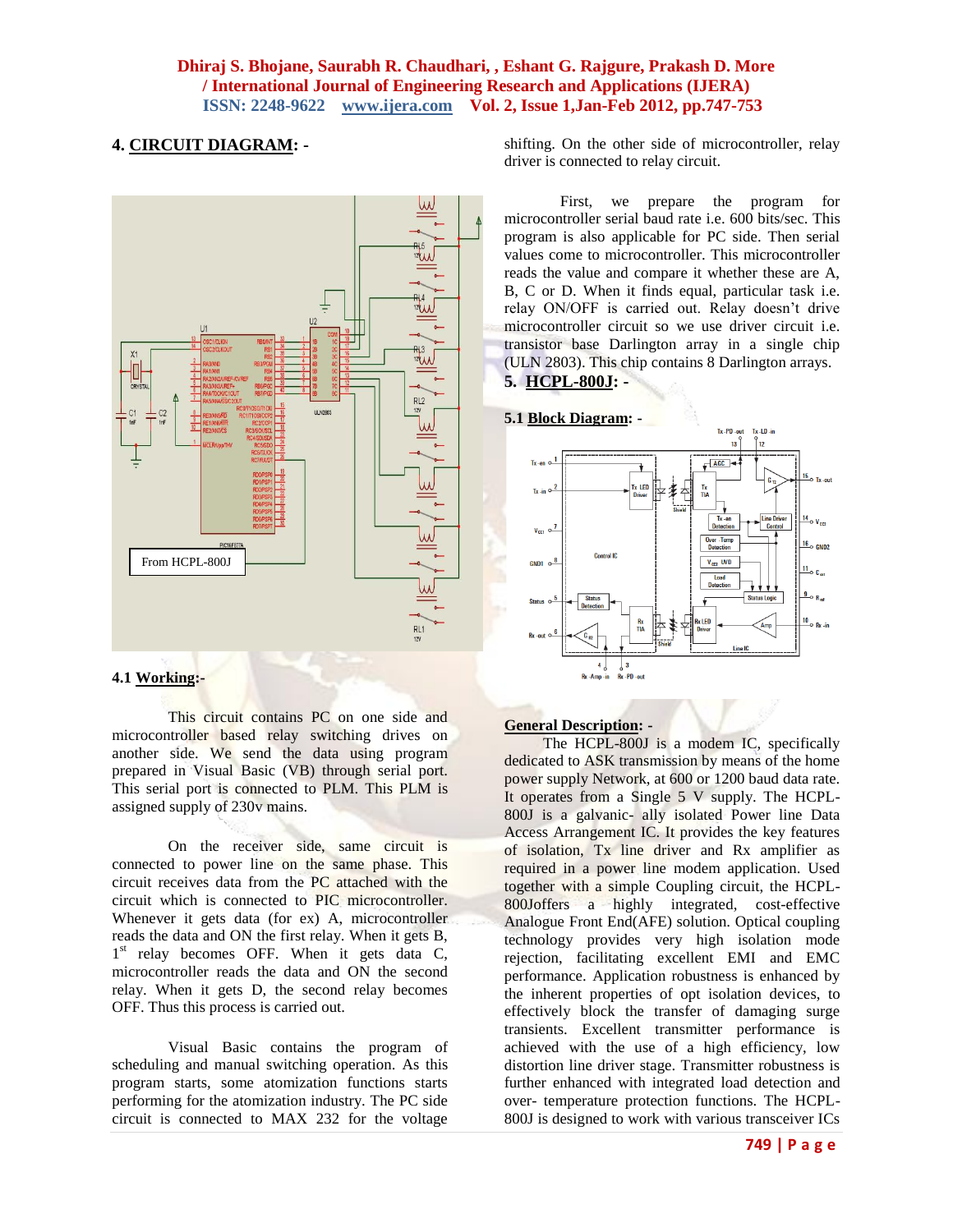## 4. CIRCUIT DIAGRAM: -

From HCPL-800J

### 4.1 Working:-

This circuit contains PC on one side and microcontroller based relay switching drives on another side. We send the data using program prepared in Visual Basic (VB) through serial port. This serial port is connected to PLM. This PLM is assigned supply of 230v mains.

On the receiver side, same circuit is connected to power line on the same phase. This circuit receives data from the PC attached with the circuit which is connected to PIC microcontroller. Whenever it gets data (for ex) A, microcontroller reads the data and ON the first relay. When it gets B, 1[st] relay becomes OFF. When it gets data C, microcontroller reads the data and ON the second relay. When it gets D, the second relay becomes OFF. Thus this process is carried out.

Visual Basic contains the program of scheduling and manual switching operation. As this program starts, some atomization functions starts performing for the atomization industry. The PC side circuit is connected to MAX 232 for the voltage shifting. On the other side of microcontroller, relay driver is connected to relay circuit.

First, we prepare the program for microcontroller serial baud rate i.e. 600 bits/sec. This program is also applicable for PC side. Then serial values come to microcontroller. This microcontroller reads the value and compare it whether these are A, B, C or D. When it finds equal, particular task i.e. relay ON/OFF is carried out. Relay doesn't drive microcontroller circuit so we use driver circuit i.e. transistor base Darlington array in a single chip (ULN 2803). This chip contains 8 Darlington arrays.

## 5. HCPL-800J: -

### 5.1 Block Diagram: -

### General Description: -

The HCPL-800J is a modem IC, specifically dedicated to ASK transmission by means of the home power supply Network, at 600 or 1200 baud data rate. It operates from a Single 5 V supply. The HCPL-800J is a galvanic- ally isolated Power line Data Access Arrangement IC. It provides the key features of isolation, Tx line driver and Rx amplifier as required in a power line modem application. Used together with a simple Coupling circuit, the HCPL-800Joffers a highly integrated, cost-effective Analogue Front End(AFE) solution. Optical coupling technology provides very high isolation mode rejection, facilitating excellent EMI and EMC performance. Application robustness is enhanced by the inherent properties of opt isolation devices, to effectively block the transfer of damaging surge transients. Excellent transmitter performance is achieved with the use of a high efficiency, low distortion line driver stage. Transmitter robustness is further enhanced with integrated load detection and over- temperature protection functions. The HCPL-800J is designed to work with various transceiver ICs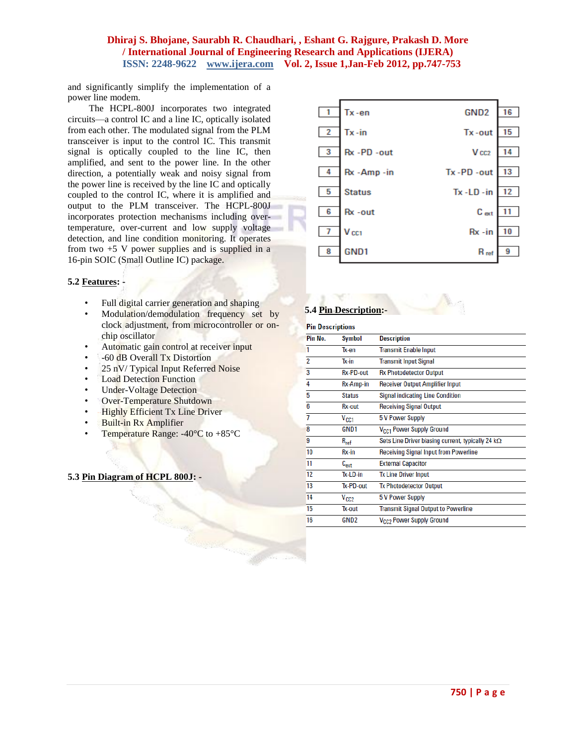and significantly simplify the implementation of a power line modem.

The HCPL-800J incorporates two integrated circuits—a control IC and a line IC, optically isolated from each other. The modulated signal from the PLM transceiver is input to the control IC. This transmit signal is optically coupled to the line IC, then amplified, and sent to the power line. In the other direction, a potentially weak and noisy signal from the power line is received by the line IC and optically coupled to the control IC, where it is amplified and output to the PLM transceiver. The HCPL-800J incorporates protection mechanisms including over-temperature, over-current and low supply voltage detection, and line condition monitoring. It operates from two +5 V power supplies and is supplied in a 16-pin SOIC (Small Outline IC) package.

### 5.2 Features: -

- Full digital carrier generation and shaping
- Modulation/demodulation frequency set by clock adjustment, from microcontroller or on-chip oscillator
- Automatic gain control at receiver input
- -60 dB Overall Tx Distortion
- 25 nV/ Typical Input Referred Noise
- Load Detection Function
- Under-Voltage Detection
- Over-Temperature Shutdown
- Highly Efficient Tx Line Driver
- Built-in Rx Amplifier
- Temperature Range: -40°C to +85°C

### 5.3 Pin Diagram of HCPL 800J: -

| Pin | Left | Right | Pin |
|---|---|---|---|
| 1 | Tx-en | GND2 | 16 |
| 2 | Tx-in | Tx-out | 15 |
| 3 | Rx-PD-out | $V_{CC2}$ | 14 |
| 4 | Rx-Amp-in | Tx-PD-out | 13 |
| 5 | Status | Tx-LD-in | 12 |
| 6 | Rx-out | $C_{ext}$ | 11 |
| 7 | $V_{CC1}$ | Rx-in | 10 |
| 8 | GND1 | $R_{ref}$ | 9 |

### 5.4 Pin Description:-

**Pin Descriptions**

| Pin No. | Symbol | Description |
|---|---|---|
| 1 | Tx-en | Transmit Enable Input |
| 2 | Tx-in | Transmit Input Signal |
| 3 | Rx-PD-out | Rx Photodetector Output |
| 4 | Rx-Amp-in | Receiver Output Amplifier Input |
| 5 | Status | Signal indicating Line Condition |
| 6 | Rx-out | Receiving Signal Output |
| 7 | $V_{CC1}$ | 5 V Power Supply |
| 8 | GND1 | $V_{CC1}$ Power Supply Ground |
| 9 | $R_{ref}$ | Sets Line Driver biasing current, typically 24 kΩ |
| 10 | Rx-in | Receiving Signal Input from Powerline |
| 11 | $C_{ext}$ | External Capacitor |
| 12 | Tx-LD-in | Tx Line Driver Input |
| 13 | Tx-PD-out | Tx Photodetector Output |
| 14 | $V_{CC2}$ | 5 V Power Supply |
| 15 | Tx-out | Transmit Signal Output to Powerline |
| 16 | GND2 | $V_{CC2}$ Power Supply Ground |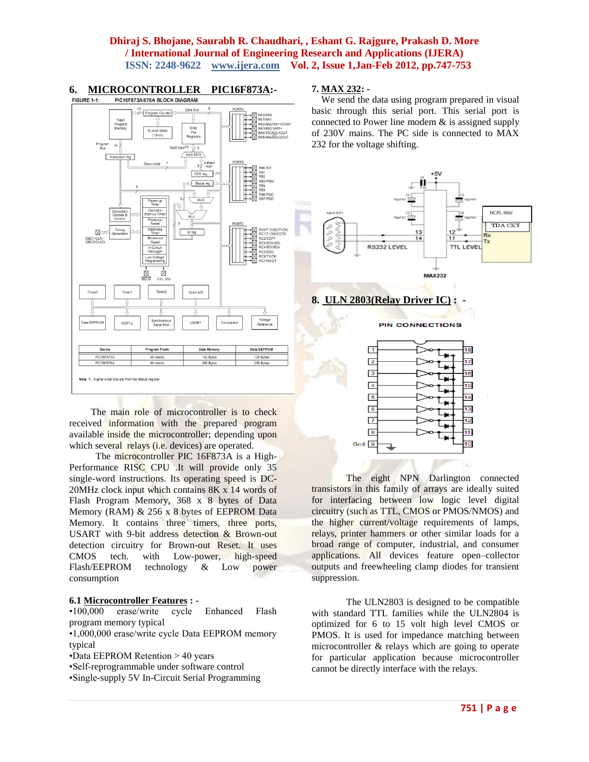## 6. MICROCONTROLLER PIC16F873A:-

FIGURE 1-1: PIC16F873A/876A BLOCK DIAGRAM

| Device | Program Flash | Data Memory | Data EEPROM |
|---|---|---|---|
| PIC16F873A | 4K words | 192 Bytes | 128 Bytes |
| PIC16F876A | 8K words | 368 Bytes | 256 Bytes |

Note 1: Higher order bits are from the Status register.

The main role of microcontroller is to check received information with the prepared program available inside the microcontroller; depending upon which several relays (i.e. devices) are operated.

The microcontroller PIC 16F873A is a High-Performance RISC CPU .It will provide only 35 single-word instructions. Its operating speed is DC-20MHz clock input which contains 8K x 14 words of Flash Program Memory, 368 x 8 bytes of Data Memory (RAM) & 256 x 8 bytes of EEPROM Data Memory. It contains three timers, three ports, USART with 9-bit address detection & Brown-out detection circuitry for Brown-out Reset. It uses CMOS tech. with Low-power, high-speed Flash/EEPROM technology & Low power consumption

### 6.1 Microcontroller Features : -

•100,000 erase/write cycle Enhanced Flash program memory typical
•1,000,000 erase/write cycle Data EEPROM memory typical
•Data EEPROM Retention > 40 years
•Self-reprogrammable under software control
•Single-supply 5V In-Circuit Serial Programming

## 7. MAX 232: -

We send the data using program prepared in visual basic through this serial port. This serial port is connected to Power line modem & is assigned supply of 230V mains. The PC side is connected to MAX 232 for the voltage shifting.

## 8. ULN 2803(Relay Driver IC) : -

PIN CONNECTIONS

The eight NPN Darlington connected transistors in this family of arrays are ideally suited for interfacing between low logic level digital circuitry (such as TTL, CMOS or PMOS/NMOS) and the higher current/voltage requirements of lamps, relays, printer hammers or other similar loads for a broad range of computer, industrial, and consumer applications. All devices feature open–collector outputs and freewheeling clamp diodes for transient suppression.

The ULN2803 is designed to be compatible with standard TTL families while the ULN2804 is optimized for 6 to 15 volt high level CMOS or PMOS. It is used for impedance matching between microcontroller & relays which are going to operate for particular application because microcontroller cannot be directly interface with the relays.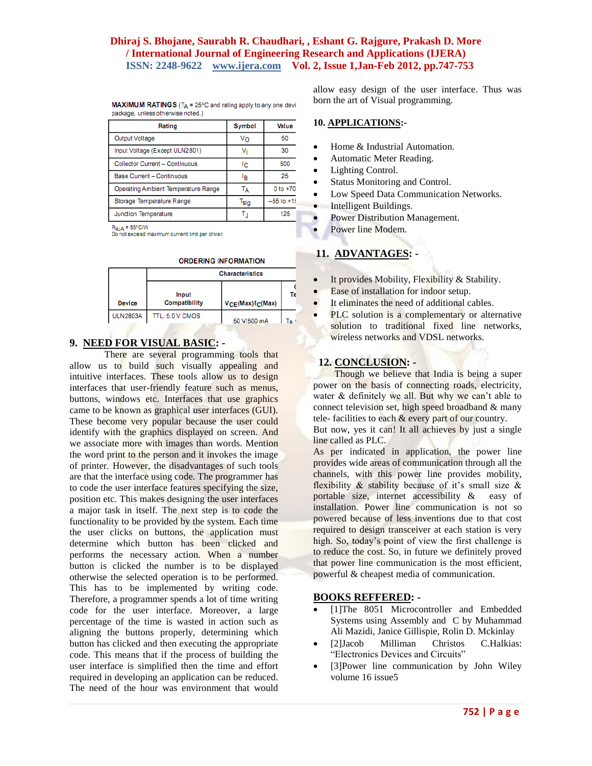**MAXIMUM RATINGS** ($T_A$ = 25°C and rating apply to any one devi package, unless otherwise noted.)

| Rating | Symbol | Value |
|---|---|---|
| Output Voltage | $V_O$ | 50 |
| Input Voltage (Except ULN2801) | $V_I$ | 30 |
| Collector Current – Continuous | $I_C$ | 500 |
| Base Current – Continuous | $I_B$ | 25 |
| Operating Ambient Temperature Range | $T_A$ | 0 to +70 |
| Storage Temperature Range | $T_{stg}$ | –55 to +1 |
| Junction Temperature | $T_J$ | 125 |

$R_{\theta JA}$ = 55°C/W
Do not exceed maximum current limit per driver.

**ORDERING INFORMATION**

| Device | Characteristics | | |
|---|---|---|---|
| | Input Compatibility | $V_{CE}(Max)/I_C(Max)$ | Te |
| ULN2803A | TTL, 5.0 V CMOS | 50 V/500 mA | TA |

## 9. NEED FOR VISUAL BASIC: -

There are several programming tools that allow us to build such visually appealing and intuitive interfaces. These tools allow us to design interfaces that user-friendly feature such as menus, buttons, windows etc. Interfaces that use graphics came to be known as graphical user interfaces (GUI). These become very popular because the user could identify with the graphics displayed on screen. And we associate more with images than words. Mention the word print to the person and it invokes the image of printer. However, the disadvantages of such tools are that the interface using code. The programmer has to code the user interface features specifying the size, position etc. This makes designing the user interfaces a major task in itself. The next step is to code the functionality to be provided by the system. Each time the user clicks on buttons, the application must determine which button has been clicked and performs the necessary action. When a number button is clicked the number is to be displayed otherwise the selected operation is to be performed. This has to be implemented by writing code. Therefore, a programmer spends a lot of time writing code for the user interface. Moreover, a large percentage of the time is wasted in action such as aligning the buttons properly, determining which button has clicked and then executing the appropriate code. This means that if the process of building the user interface is simplified then the time and effort required in developing an application can be reduced. The need of the hour was environment that would allow easy design of the user interface. Thus was born the art of Visual programming.

## 10. APPLICATIONS:-

- Home & Industrial Automation.
- Automatic Meter Reading.
- Lighting Control.
- Status Monitoring and Control.
- Low Speed Data Communication Networks.
- Intelligent Buildings.
- Power Distribution Management.
- Power line Modem.

## 11. ADVANTAGES: -

- It provides Mobility, Flexibility & Stability.
- Ease of installation for indoor setup.
- It eliminates the need of additional cables.
- PLC solution is a complementary or alternative solution to traditional fixed line networks, wireless networks and VDSL networks.

## 12. CONCLUSION: -

Though we believe that India is being a super power on the basis of connecting roads, electricity, water & definitely we all. But why we can't able to connect television set, high speed broadband & many tele- facilities to each & every part of our country.

But now, yes it can! It all achieves by just a single line called as PLC.

As per indicated in application, the power line provides wide areas of communication through all the channels, with this power line provides mobility, flexibility & stability because of it's small size & portable size, internet accessibility & easy of installation. Power line communication is not so powered because of less inventions due to that cost required to design transceiver at each station is very high. So, today's point of view the first challenge is to reduce the cost. So, in future we definitely proved that power line communication is the most efficient, powerful & cheapest media of communication.

## BOOKS REFFERED: -

- [1]The 8051 Microcontroller and Embedded Systems using Assembly and C by Muhammad Ali Mazidi, Janice Gillispie, Rolin D. Mckinlay
- [2]Jacob Milliman Christos C.Halkias: "Electronics Devices and Circuits"
- [3]Power line communication by John Wiley volume 16 issue5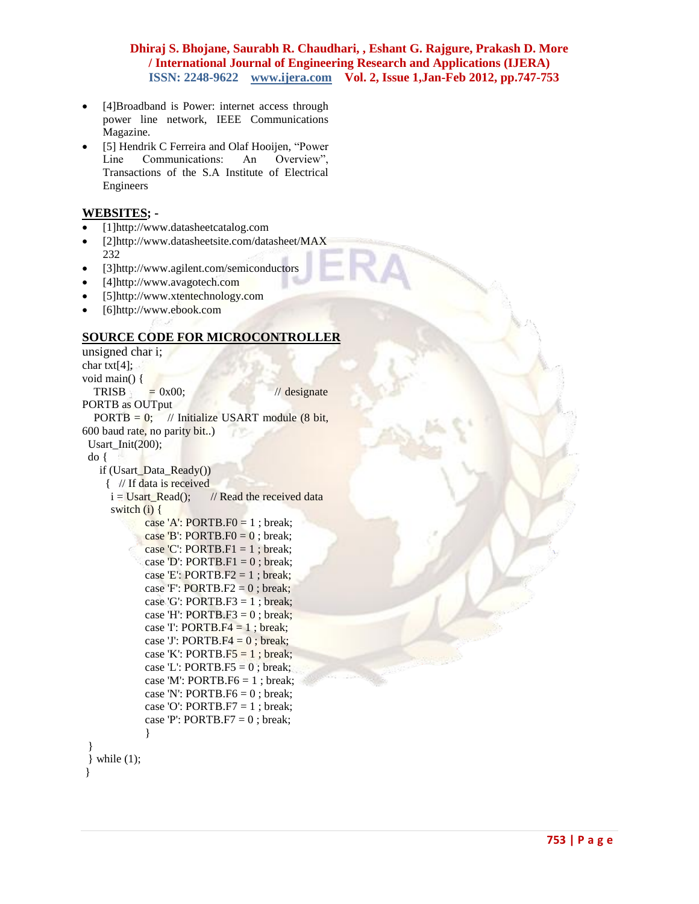- [4]Broadband is Power: internet access through power line network, IEEE Communications Magazine.
- [5] Hendrik C Ferreira and Olaf Hooijen, "Power Line Communications: An Overview", Transactions of the S.A Institute of Electrical Engineers

## WEBSITES; -

- [1]http://www.datasheetcatalog.com
- [2]http://www.datasheetsite.com/datasheet/MAX 232
- [3]http://www.agilent.com/semiconductors
- [4]http://www.avagotech.com
- [5]http://www.xtentechnology.com
- [6]http://www.ebook.com

## SOURCE CODE FOR MICROCONTROLLER

```
unsigned char i;
char txt[4];
void main() {
  TRISB    = 0x00;                  // designate PORTB as OUTput
  PORTB = 0;    // Initialize USART module (8 bit, 600 baud rate, no parity bit..)
 Usart_Init(200);
 do {
    if (Usart_Data_Ready())
     {  // If data is received
      i = Usart_Read();      // Read the received data
      switch (i) {
             case 'A': PORTB.F0 = 1 ; break;
             case 'B': PORTB.F0 = 0 ; break;
             case 'C': PORTB.F1 = 1 ; break;
             case 'D': PORTB.F1 = 0 ; break;
             case 'E': PORTB.F2 = 1 ; break;
             case 'F': PORTB.F2 = 0 ; break;
             case 'G': PORTB.F3 = 1 ; break;
             case 'H': PORTB.F3 = 0 ; break;
             case 'I': PORTB.F4 = 1 ; break;
             case 'J': PORTB.F4 = 0 ; break;
             case 'K': PORTB.F5 = 1 ; break;
             case 'L': PORTB.F5 = 0 ; break;
             case 'M': PORTB.F6 = 1 ; break;
             case 'N': PORTB.F6 = 0 ; break;
             case 'O': PORTB.F7 = 1 ; break;
             case 'P': PORTB.F7 = 0 ; break;
             }
 }
 } while (1);
}
```